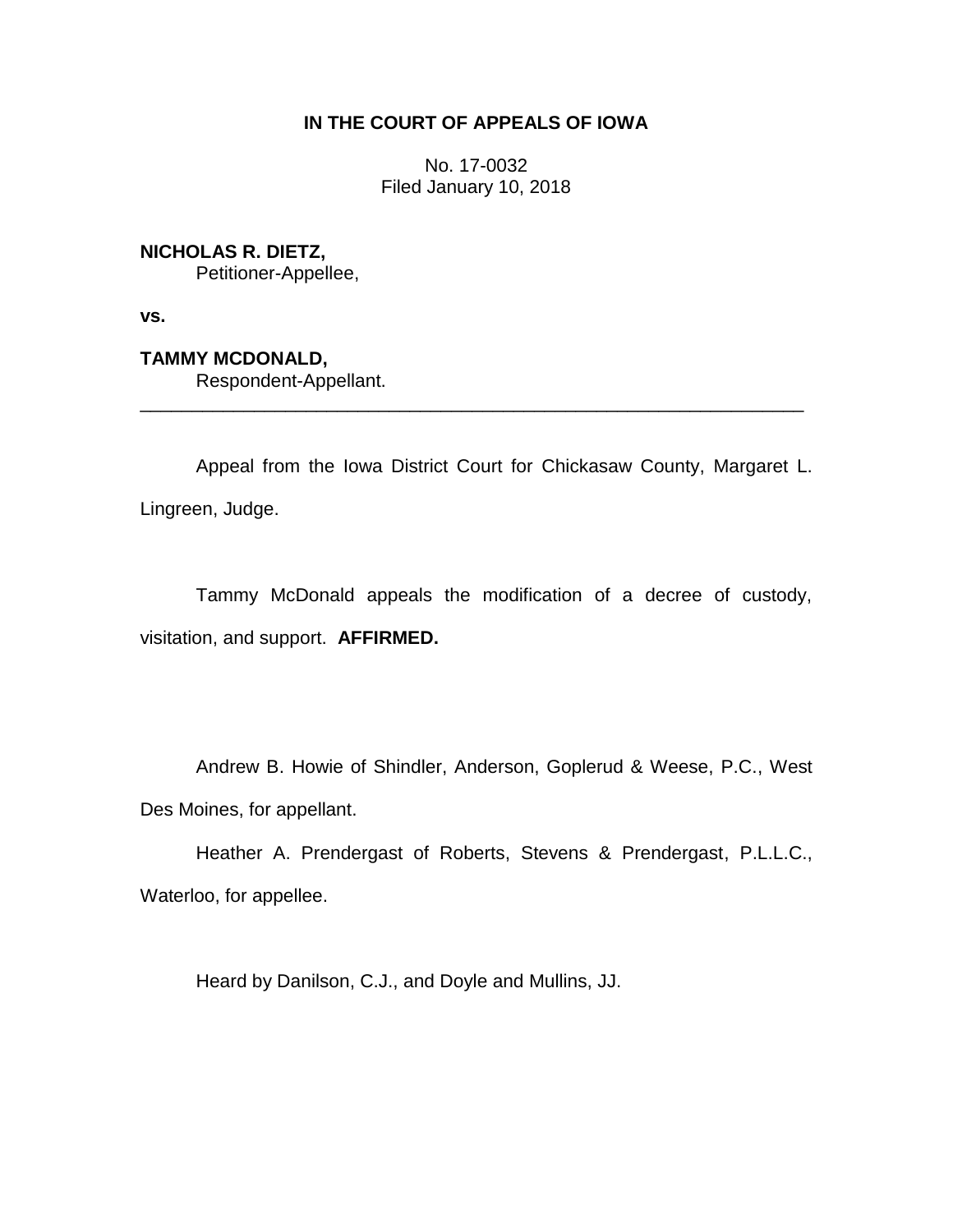**IN THE COURT OF APPEALS OF IOWA**

No. 17-0032
Filed January 10, 2018

**NICHOLAS R. DIETZ,**
Petitioner-Appellee,

**vs.**

**TAMMY MCDONALD,**
Respondent-Appellant.

---

Appeal from the Iowa District Court for Chickasaw County, Margaret L. Lingreen, Judge.

Tammy McDonald appeals the modification of a decree of custody, visitation, and support. **AFFIRMED.**

Andrew B. Howie of Shindler, Anderson, Goplerud & Weese, P.C., West Des Moines, for appellant.

Heather A. Prendergast of Roberts, Stevens & Prendergast, P.L.L.C., Waterloo, for appellee.

Heard by Danilson, C.J., and Doyle and Mullins, JJ.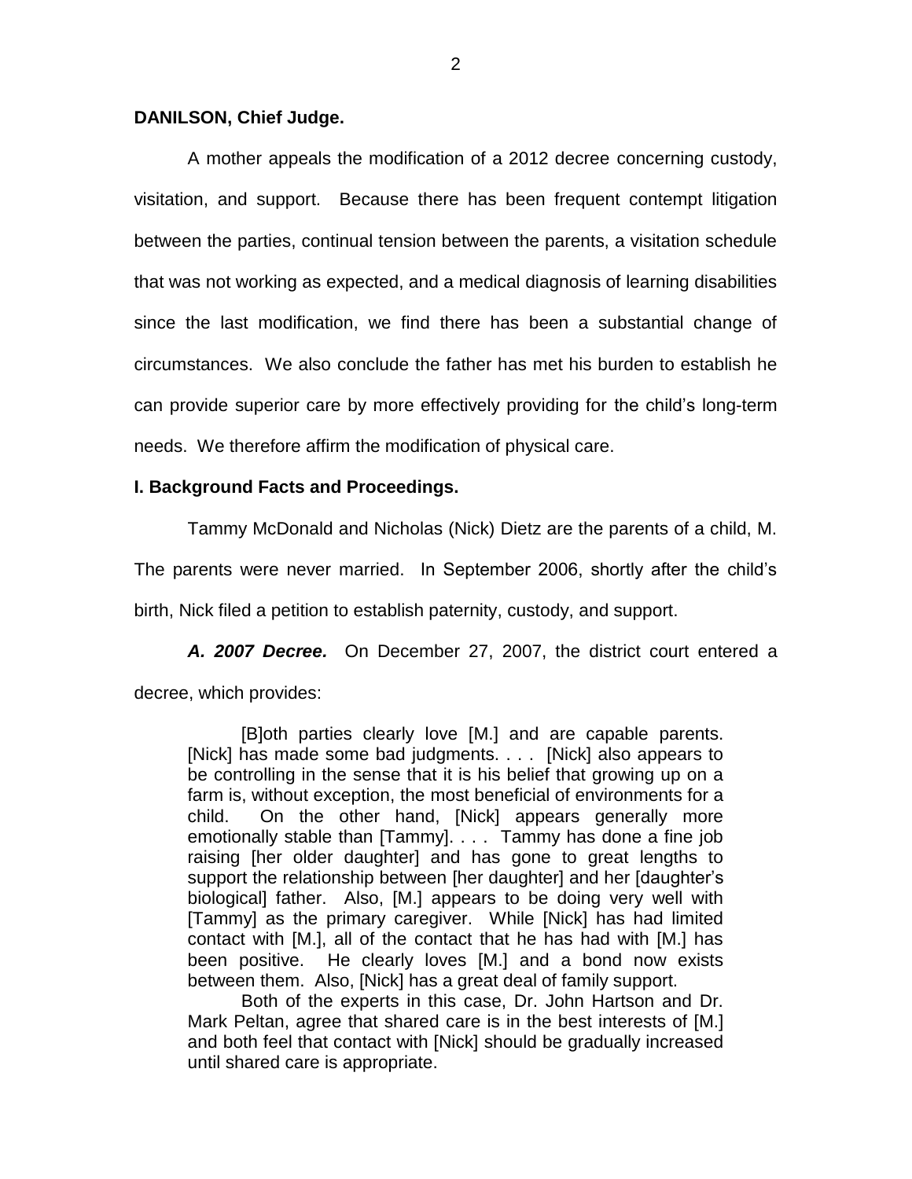**DANILSON, Chief Judge.**

A mother appeals the modification of a 2012 decree concerning custody, visitation, and support. Because there has been frequent contempt litigation between the parties, continual tension between the parents, a visitation schedule that was not working as expected, and a medical diagnosis of learning disabilities since the last modification, we find there has been a substantial change of circumstances. We also conclude the father has met his burden to establish he can provide superior care by more effectively providing for the child's long-term needs. We therefore affirm the modification of physical care.

**I. Background Facts and Proceedings.**

Tammy McDonald and Nicholas (Nick) Dietz are the parents of a child, M. The parents were never married. In September 2006, shortly after the child's birth, Nick filed a petition to establish paternity, custody, and support.

***A. 2007 Decree.*** On December 27, 2007, the district court entered a decree, which provides:

> [B]oth parties clearly love [M.] and are capable parents. [Nick] has made some bad judgments. . . . [Nick] also appears to be controlling in the sense that it is his belief that growing up on a farm is, without exception, the most beneficial of environments for a child. On the other hand, [Nick] appears generally more emotionally stable than [Tammy]. . . . Tammy has done a fine job raising [her older daughter] and has gone to great lengths to support the relationship between [her daughter] and her [daughter's biological] father. Also, [M.] appears to be doing very well with [Tammy] as the primary caregiver. While [Nick] has had limited contact with [M.], all of the contact that he has had with [M.] has been positive. He clearly loves [M.] and a bond now exists between them. Also, [Nick] has a great deal of family support.
>
> Both of the experts in this case, Dr. John Hartson and Dr. Mark Peltan, agree that shared care is in the best interests of [M.] and both feel that contact with [Nick] should be gradually increased until shared care is appropriate.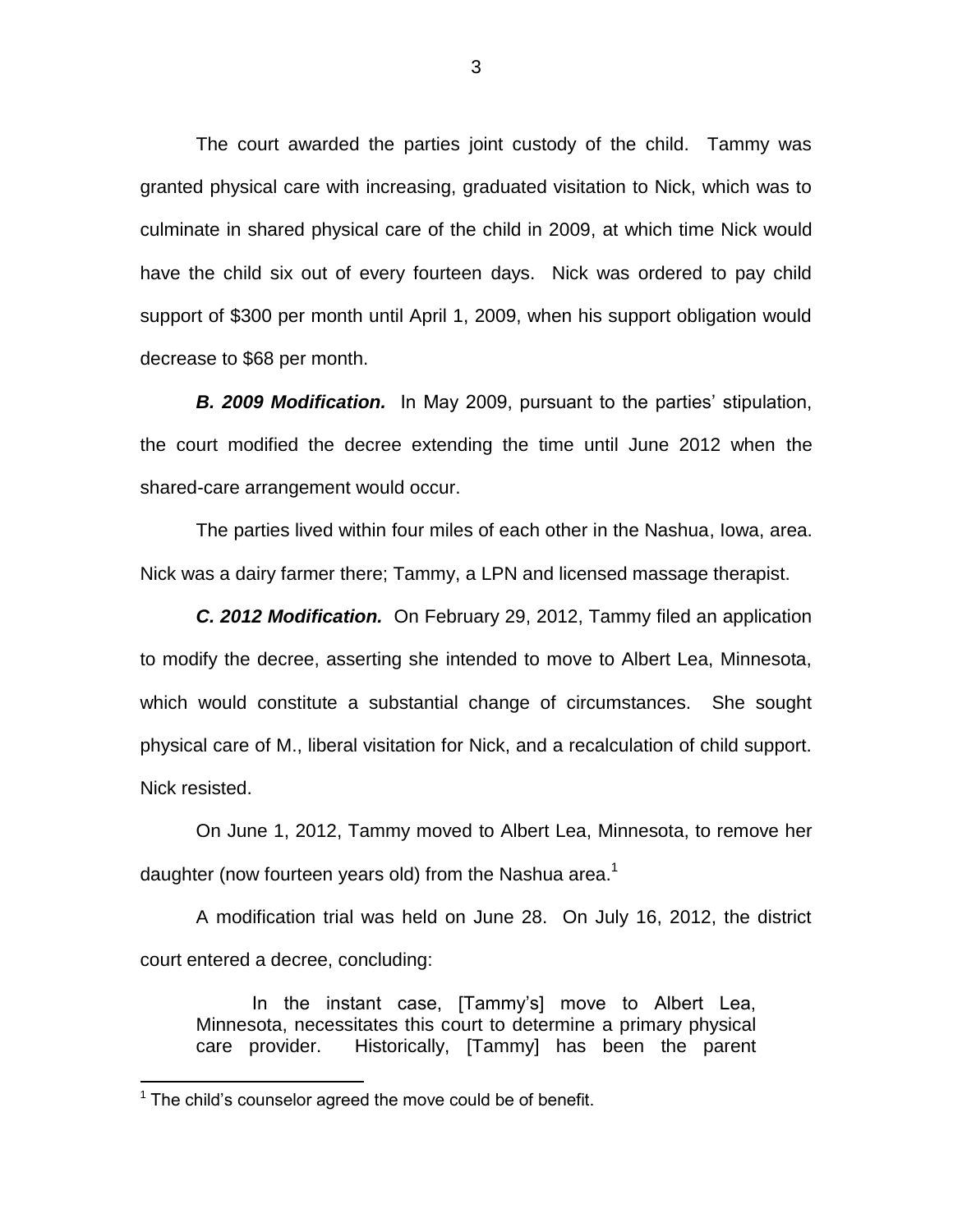The court awarded the parties joint custody of the child. Tammy was granted physical care with increasing, graduated visitation to Nick, which was to culminate in shared physical care of the child in 2009, at which time Nick would have the child six out of every fourteen days. Nick was ordered to pay child support of $300 per month until April 1, 2009, when his support obligation would decrease to $68 per month.

***B. 2009 Modification.*** In May 2009, pursuant to the parties' stipulation, the court modified the decree extending the time until June 2012 when the shared-care arrangement would occur.

The parties lived within four miles of each other in the Nashua, Iowa, area. Nick was a dairy farmer there; Tammy, a LPN and licensed massage therapist.

***C. 2012 Modification.*** On February 29, 2012, Tammy filed an application to modify the decree, asserting she intended to move to Albert Lea, Minnesota, which would constitute a substantial change of circumstances. She sought physical care of M., liberal visitation for Nick, and a recalculation of child support. Nick resisted.

On June 1, 2012, Tammy moved to Albert Lea, Minnesota, to remove her daughter (now fourteen years old) from the Nashua area.[1]

A modification trial was held on June 28. On July 16, 2012, the district court entered a decree, concluding:

> In the instant case, [Tammy's] move to Albert Lea, Minnesota, necessitates this court to determine a primary physical care provider. Historically, [Tammy] has been the parent

[1] The child's counselor agreed the move could be of benefit.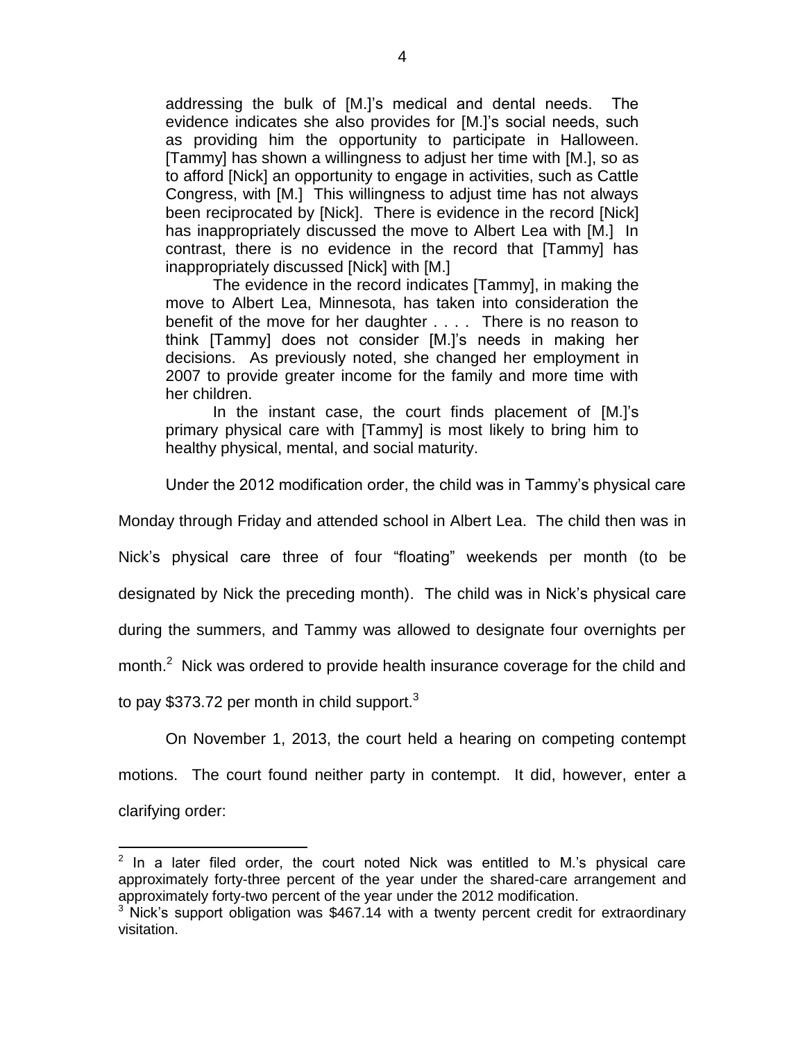> addressing the bulk of [M.]'s medical and dental needs. The evidence indicates she also provides for [M.]'s social needs, such as providing him the opportunity to participate in Halloween. [Tammy] has shown a willingness to adjust her time with [M.], so as to afford [Nick] an opportunity to engage in activities, such as Cattle Congress, with [M.] This willingness to adjust time has not always been reciprocated by [Nick]. There is evidence in the record [Nick] has inappropriately discussed the move to Albert Lea with [M.] In contrast, there is no evidence in the record that [Tammy] has inappropriately discussed [Nick] with [M.]
>
> The evidence in the record indicates [Tammy], in making the move to Albert Lea, Minnesota, has taken into consideration the benefit of the move for her daughter . . . . There is no reason to think [Tammy] does not consider [M.]'s needs in making her decisions. As previously noted, she changed her employment in 2007 to provide greater income for the family and more time with her children.
>
> In the instant case, the court finds placement of [M.]'s primary physical care with [Tammy] is most likely to bring him to healthy physical, mental, and social maturity.

Under the 2012 modification order, the child was in Tammy's physical care Monday through Friday and attended school in Albert Lea. The child then was in Nick's physical care three of four "floating" weekends per month (to be designated by Nick the preceding month). The child was in Nick's physical care during the summers, and Tammy was allowed to designate four overnights per month.[2] Nick was ordered to provide health insurance coverage for the child and to pay $373.72 per month in child support.[3]

On November 1, 2013, the court held a hearing on competing contempt motions. The court found neither party in contempt. It did, however, enter a clarifying order:

[2] In a later filed order, the court noted Nick was entitled to M.'s physical care approximately forty-three percent of the year under the shared-care arrangement and approximately forty-two percent of the year under the 2012 modification.

[3] Nick's support obligation was $467.14 with a twenty percent credit for extraordinary visitation.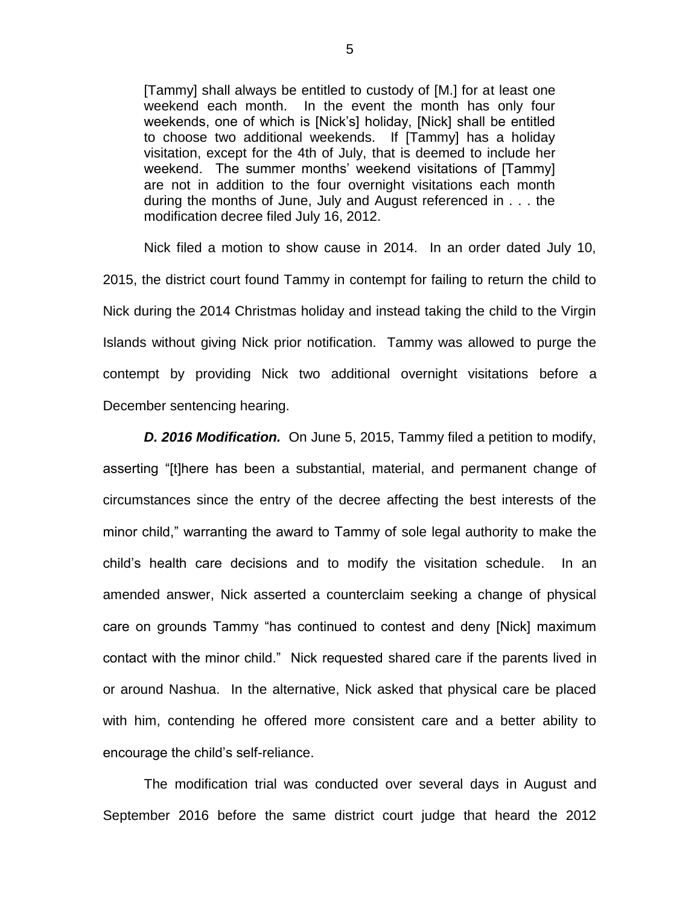> [Tammy] shall always be entitled to custody of [M.] for at least one weekend each month. In the event the month has only four weekends, one of which is [Nick's] holiday, [Nick] shall be entitled to choose two additional weekends. If [Tammy] has a holiday visitation, except for the 4th of July, that is deemed to include her weekend. The summer months' weekend visitations of [Tammy] are not in addition to the four overnight visitations each month during the months of June, July and August referenced in . . . the modification decree filed July 16, 2012.

Nick filed a motion to show cause in 2014. In an order dated July 10, 2015, the district court found Tammy in contempt for failing to return the child to Nick during the 2014 Christmas holiday and instead taking the child to the Virgin Islands without giving Nick prior notification. Tammy was allowed to purge the contempt by providing Nick two additional overnight visitations before a December sentencing hearing.

***D. 2016 Modification.*** On June 5, 2015, Tammy filed a petition to modify, asserting "[t]here has been a substantial, material, and permanent change of circumstances since the entry of the decree affecting the best interests of the minor child," warranting the award to Tammy of sole legal authority to make the child's health care decisions and to modify the visitation schedule. In an amended answer, Nick asserted a counterclaim seeking a change of physical care on grounds Tammy "has continued to contest and deny [Nick] maximum contact with the minor child." Nick requested shared care if the parents lived in or around Nashua. In the alternative, Nick asked that physical care be placed with him, contending he offered more consistent care and a better ability to encourage the child's self-reliance.

The modification trial was conducted over several days in August and September 2016 before the same district court judge that heard the 2012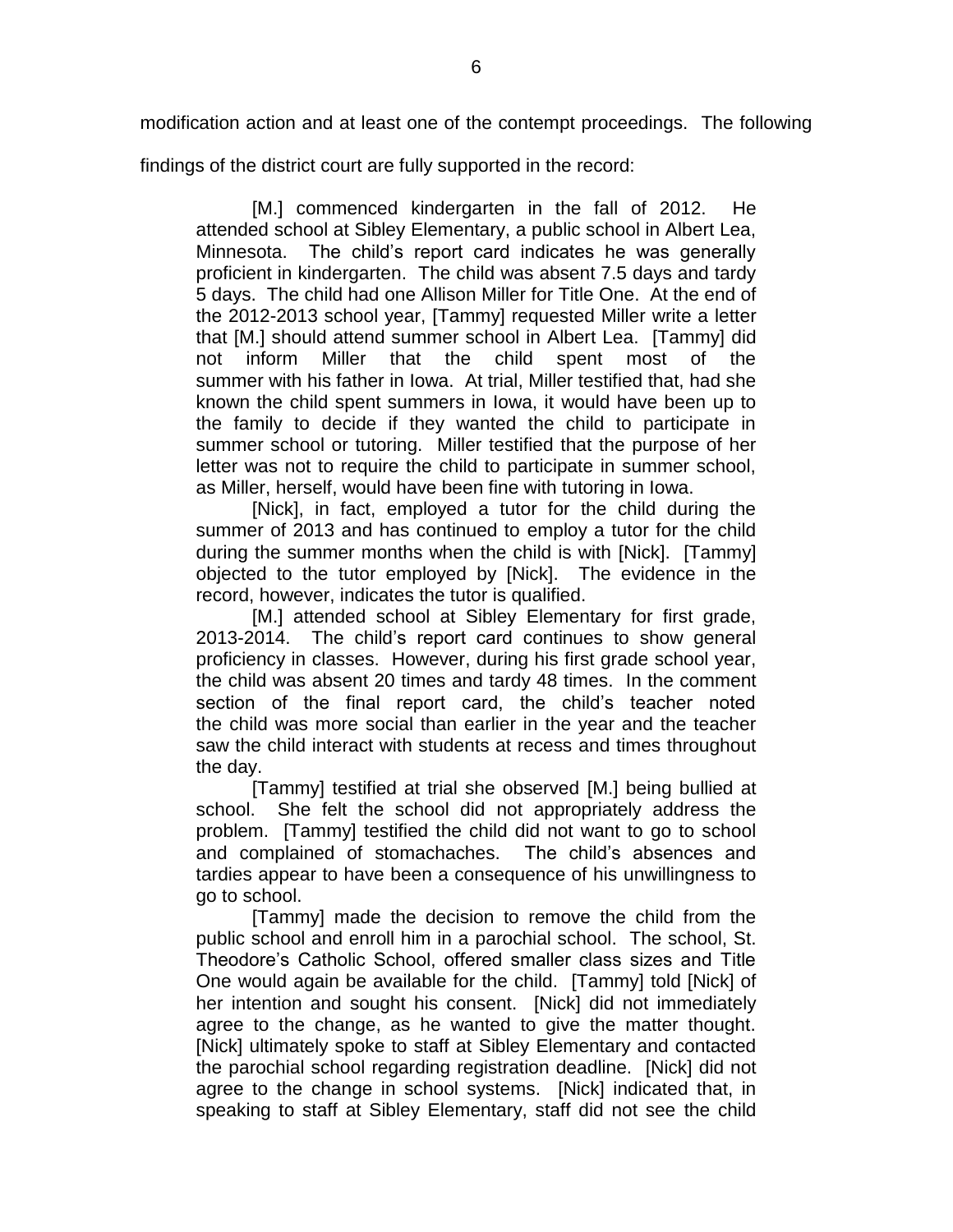modification action and at least one of the contempt proceedings. The following findings of the district court are fully supported in the record:

> [M.] commenced kindergarten in the fall of 2012. He attended school at Sibley Elementary, a public school in Albert Lea, Minnesota. The child's report card indicates he was generally proficient in kindergarten. The child was absent 7.5 days and tardy 5 days. The child had one Allison Miller for Title One. At the end of the 2012-2013 school year, [Tammy] requested Miller write a letter that [M.] should attend summer school in Albert Lea. [Tammy] did not inform Miller that the child spent most of the summer with his father in Iowa. At trial, Miller testified that, had she known the child spent summers in Iowa, it would have been up to the family to decide if they wanted the child to participate in summer school or tutoring. Miller testified that the purpose of her letter was not to require the child to participate in summer school, as Miller, herself, would have been fine with tutoring in Iowa.
>
> [Nick], in fact, employed a tutor for the child during the summer of 2013 and has continued to employ a tutor for the child during the summer months when the child is with [Nick]. [Tammy] objected to the tutor employed by [Nick]. The evidence in the record, however, indicates the tutor is qualified.
>
> [M.] attended school at Sibley Elementary for first grade, 2013-2014. The child's report card continues to show general proficiency in classes. However, during his first grade school year, the child was absent 20 times and tardy 48 times. In the comment section of the final report card, the child's teacher noted the child was more social than earlier in the year and the teacher saw the child interact with students at recess and times throughout the day.
>
> [Tammy] testified at trial she observed [M.] being bullied at school. She felt the school did not appropriately address the problem. [Tammy] testified the child did not want to go to school and complained of stomachaches. The child's absences and tardies appear to have been a consequence of his unwillingness to go to school.
>
> [Tammy] made the decision to remove the child from the public school and enroll him in a parochial school. The school, St. Theodore's Catholic School, offered smaller class sizes and Title One would again be available for the child. [Tammy] told [Nick] of her intention and sought his consent. [Nick] did not immediately agree to the change, as he wanted to give the matter thought. [Nick] ultimately spoke to staff at Sibley Elementary and contacted the parochial school regarding registration deadline. [Nick] did not agree to the change in school systems. [Nick] indicated that, in speaking to staff at Sibley Elementary, staff did not see the child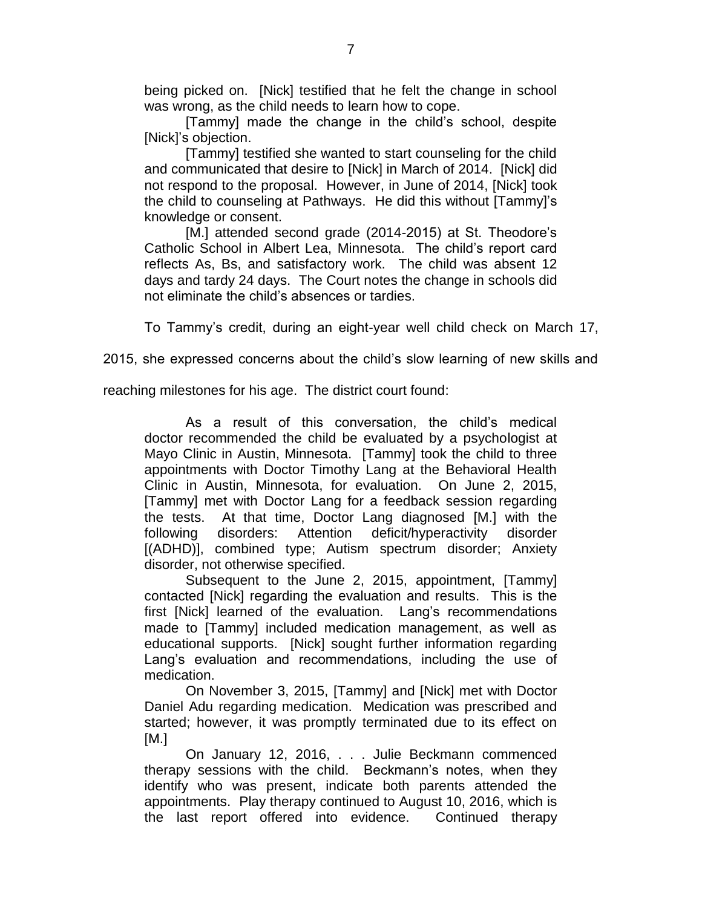> being picked on. [Nick] testified that he felt the change in school was wrong, as the child needs to learn how to cope.
>
> [Tammy] made the change in the child's school, despite [Nick]'s objection.
>
> [Tammy] testified she wanted to start counseling for the child and communicated that desire to [Nick] in March of 2014. [Nick] did not respond to the proposal. However, in June of 2014, [Nick] took the child to counseling at Pathways. He did this without [Tammy]'s knowledge or consent.
>
> [M.] attended second grade (2014-2015) at St. Theodore's Catholic School in Albert Lea, Minnesota. The child's report card reflects As, Bs, and satisfactory work. The child was absent 12 days and tardy 24 days. The Court notes the change in schools did not eliminate the child's absences or tardies.

To Tammy's credit, during an eight-year well child check on March 17, 2015, she expressed concerns about the child's slow learning of new skills and reaching milestones for his age. The district court found:

> As a result of this conversation, the child's medical doctor recommended the child be evaluated by a psychologist at Mayo Clinic in Austin, Minnesota. [Tammy] took the child to three appointments with Doctor Timothy Lang at the Behavioral Health Clinic in Austin, Minnesota, for evaluation. On June 2, 2015, [Tammy] met with Doctor Lang for a feedback session regarding the tests. At that time, Doctor Lang diagnosed [M.] with the following disorders: Attention deficit/hyperactivity disorder [(ADHD)], combined type; Autism spectrum disorder; Anxiety disorder, not otherwise specified.
>
> Subsequent to the June 2, 2015, appointment, [Tammy] contacted [Nick] regarding the evaluation and results. This is the first [Nick] learned of the evaluation. Lang's recommendations made to [Tammy] included medication management, as well as educational supports. [Nick] sought further information regarding Lang's evaluation and recommendations, including the use of medication.
>
> On November 3, 2015, [Tammy] and [Nick] met with Doctor Daniel Adu regarding medication. Medication was prescribed and started; however, it was promptly terminated due to its effect on [M.]
>
> On January 12, 2016, . . . Julie Beckmann commenced therapy sessions with the child. Beckmann's notes, when they identify who was present, indicate both parents attended the appointments. Play therapy continued to August 10, 2016, which is the last report offered into evidence. Continued therapy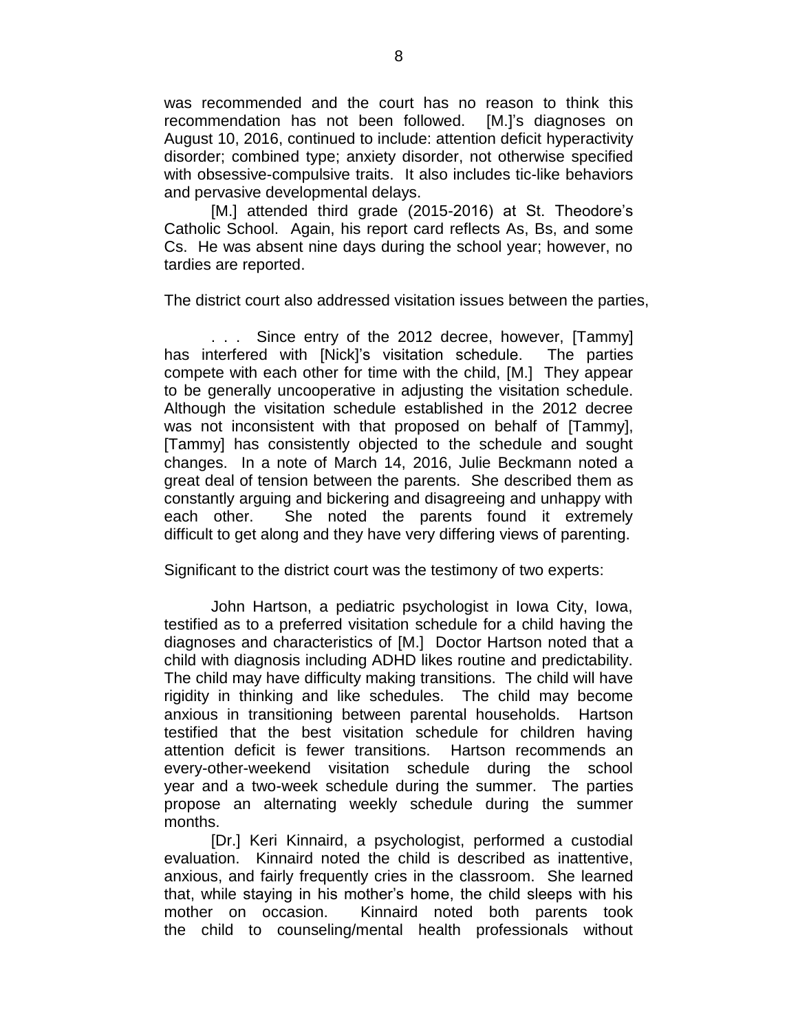was recommended and the court has no reason to think this recommendation has not been followed. [M.]'s diagnoses on August 10, 2016, continued to include: attention deficit hyperactivity disorder; combined type; anxiety disorder, not otherwise specified with obsessive-compulsive traits. It also includes tic-like behaviors and pervasive developmental delays.

> [M.] attended third grade (2015-2016) at St. Theodore's Catholic School. Again, his report card reflects As, Bs, and some Cs. He was absent nine days during the school year; however, no tardies are reported.

The district court also addressed visitation issues between the parties,

> . . . Since entry of the 2012 decree, however, [Tammy] has interfered with [Nick]'s visitation schedule. The parties compete with each other for time with the child, [M.] They appear to be generally uncooperative in adjusting the visitation schedule. Although the visitation schedule established in the 2012 decree was not inconsistent with that proposed on behalf of [Tammy], [Tammy] has consistently objected to the schedule and sought changes. In a note of March 14, 2016, Julie Beckmann noted a great deal of tension between the parents. She described them as constantly arguing and bickering and disagreeing and unhappy with each other. She noted the parents found it extremely difficult to get along and they have very differing views of parenting.

Significant to the district court was the testimony of two experts:

> John Hartson, a pediatric psychologist in Iowa City, Iowa, testified as to a preferred visitation schedule for a child having the diagnoses and characteristics of [M.] Doctor Hartson noted that a child with diagnosis including ADHD likes routine and predictability. The child may have difficulty making transitions. The child will have rigidity in thinking and like schedules. The child may become anxious in transitioning between parental households. Hartson testified that the best visitation schedule for children having attention deficit is fewer transitions. Hartson recommends an every-other-weekend visitation schedule during the school year and a two-week schedule during the summer. The parties propose an alternating weekly schedule during the summer months.
>
> [Dr.] Keri Kinnaird, a psychologist, performed a custodial evaluation. Kinnaird noted the child is described as inattentive, anxious, and fairly frequently cries in the classroom. She learned that, while staying in his mother's home, the child sleeps with his mother on occasion. Kinnaird noted both parents took the child to counseling/mental health professionals without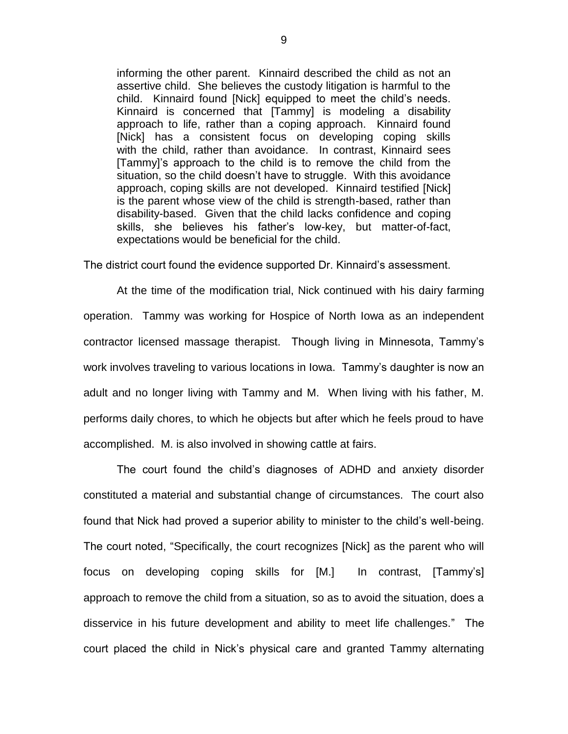> informing the other parent. Kinnaird described the child as not an assertive child. She believes the custody litigation is harmful to the child. Kinnaird found [Nick] equipped to meet the child's needs. Kinnaird is concerned that [Tammy] is modeling a disability approach to life, rather than a coping approach. Kinnaird found [Nick] has a consistent focus on developing coping skills with the child, rather than avoidance. In contrast, Kinnaird sees [Tammy]'s approach to the child is to remove the child from the situation, so the child doesn't have to struggle. With this avoidance approach, coping skills are not developed. Kinnaird testified [Nick] is the parent whose view of the child is strength-based, rather than disability-based. Given that the child lacks confidence and coping skills, she believes his father's low-key, but matter-of-fact, expectations would be beneficial for the child.

The district court found the evidence supported Dr. Kinnaird's assessment.

At the time of the modification trial, Nick continued with his dairy farming operation. Tammy was working for Hospice of North Iowa as an independent contractor licensed massage therapist. Though living in Minnesota, Tammy's work involves traveling to various locations in Iowa. Tammy's daughter is now an adult and no longer living with Tammy and M. When living with his father, M. performs daily chores, to which he objects but after which he feels proud to have accomplished. M. is also involved in showing cattle at fairs.

The court found the child's diagnoses of ADHD and anxiety disorder constituted a material and substantial change of circumstances. The court also found that Nick had proved a superior ability to minister to the child's well-being. The court noted, "Specifically, the court recognizes [Nick] as the parent who will focus on developing coping skills for [M.] In contrast, [Tammy's] approach to remove the child from a situation, so as to avoid the situation, does a disservice in his future development and ability to meet life challenges." The court placed the child in Nick's physical care and granted Tammy alternating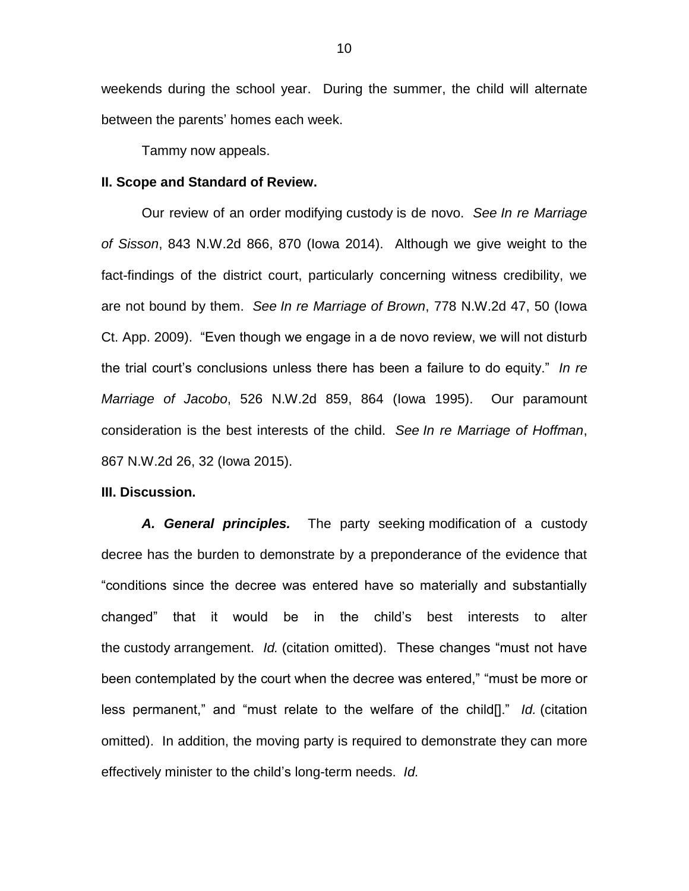weekends during the school year. During the summer, the child will alternate between the parents' homes each week.

Tammy now appeals.

**II. Scope and Standard of Review.**

Our review of an order modifying custody is de novo. *See In re Marriage of Sisson*, 843 N.W.2d 866, 870 (Iowa 2014). Although we give weight to the fact-findings of the district court, particularly concerning witness credibility, we are not bound by them. *See In re Marriage of Brown*, 778 N.W.2d 47, 50 (Iowa Ct. App. 2009). "Even though we engage in a de novo review, we will not disturb the trial court's conclusions unless there has been a failure to do equity." *In re Marriage of Jacobo*, 526 N.W.2d 859, 864 (Iowa 1995). Our paramount consideration is the best interests of the child. *See In re Marriage of Hoffman*, 867 N.W.2d 26, 32 (Iowa 2015).

**III. Discussion.**

***A. General principles.*** The party seeking modification of a custody decree has the burden to demonstrate by a preponderance of the evidence that "conditions since the decree was entered have so materially and substantially changed" that it would be in the child's best interests to alter the custody arrangement. *Id.* (citation omitted). These changes "must not have been contemplated by the court when the decree was entered," "must be more or less permanent," and "must relate to the welfare of the child[]." *Id.* (citation omitted). In addition, the moving party is required to demonstrate they can more effectively minister to the child's long-term needs. *Id.*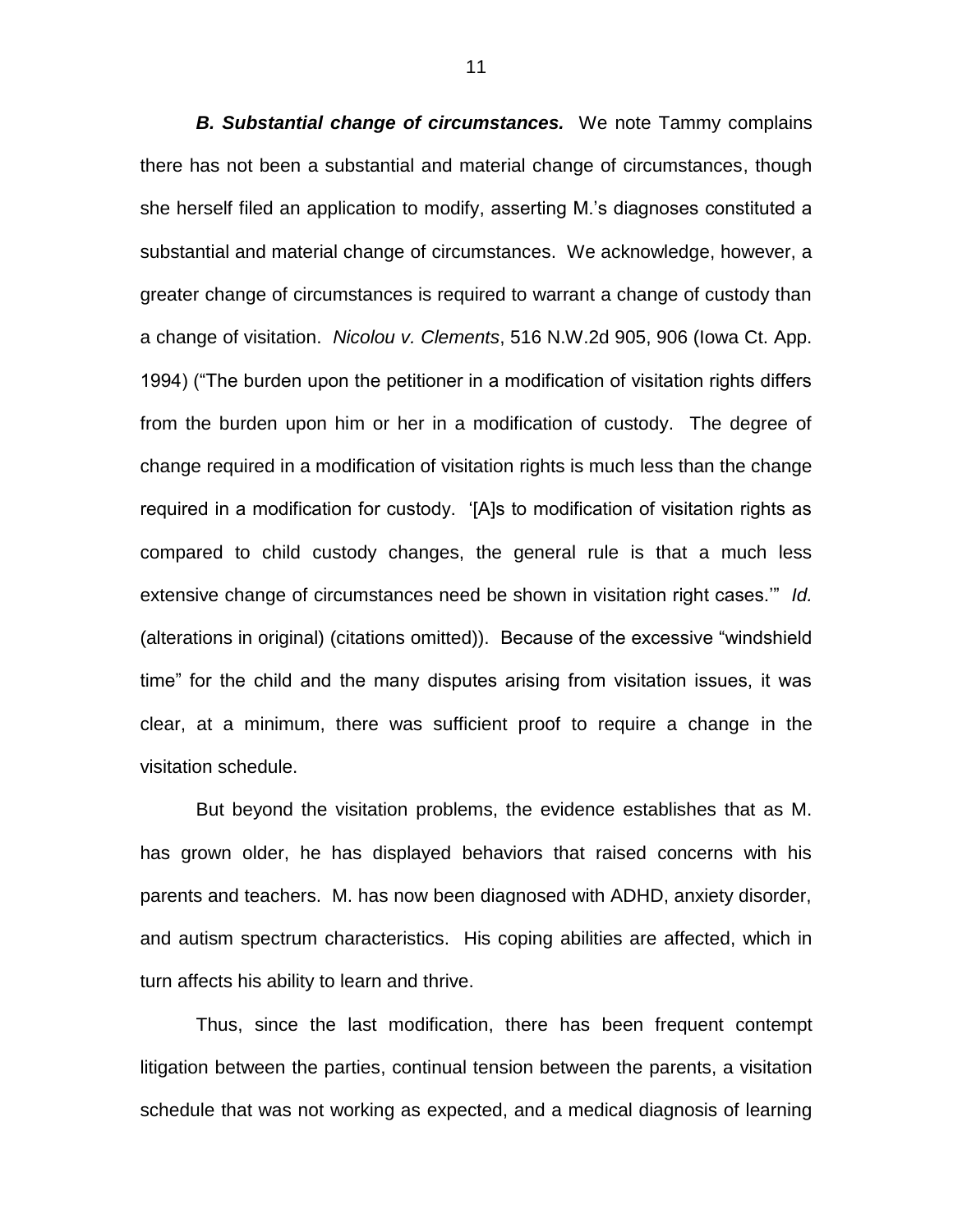***B. Substantial change of circumstances.*** We note Tammy complains there has not been a substantial and material change of circumstances, though she herself filed an application to modify, asserting M.'s diagnoses constituted a substantial and material change of circumstances. We acknowledge, however, a greater change of circumstances is required to warrant a change of custody than a change of visitation. *Nicolou v. Clements*, 516 N.W.2d 905, 906 (Iowa Ct. App. 1994) ("The burden upon the petitioner in a modification of visitation rights differs from the burden upon him or her in a modification of custody. The degree of change required in a modification of visitation rights is much less than the change required in a modification for custody. '[A]s to modification of visitation rights as compared to child custody changes, the general rule is that a much less extensive change of circumstances need be shown in visitation right cases.'" *Id.* (alterations in original) (citations omitted)). Because of the excessive "windshield time" for the child and the many disputes arising from visitation issues, it was clear, at a minimum, there was sufficient proof to require a change in the visitation schedule.

But beyond the visitation problems, the evidence establishes that as M. has grown older, he has displayed behaviors that raised concerns with his parents and teachers. M. has now been diagnosed with ADHD, anxiety disorder, and autism spectrum characteristics. His coping abilities are affected, which in turn affects his ability to learn and thrive.

Thus, since the last modification, there has been frequent contempt litigation between the parties, continual tension between the parents, a visitation schedule that was not working as expected, and a medical diagnosis of learning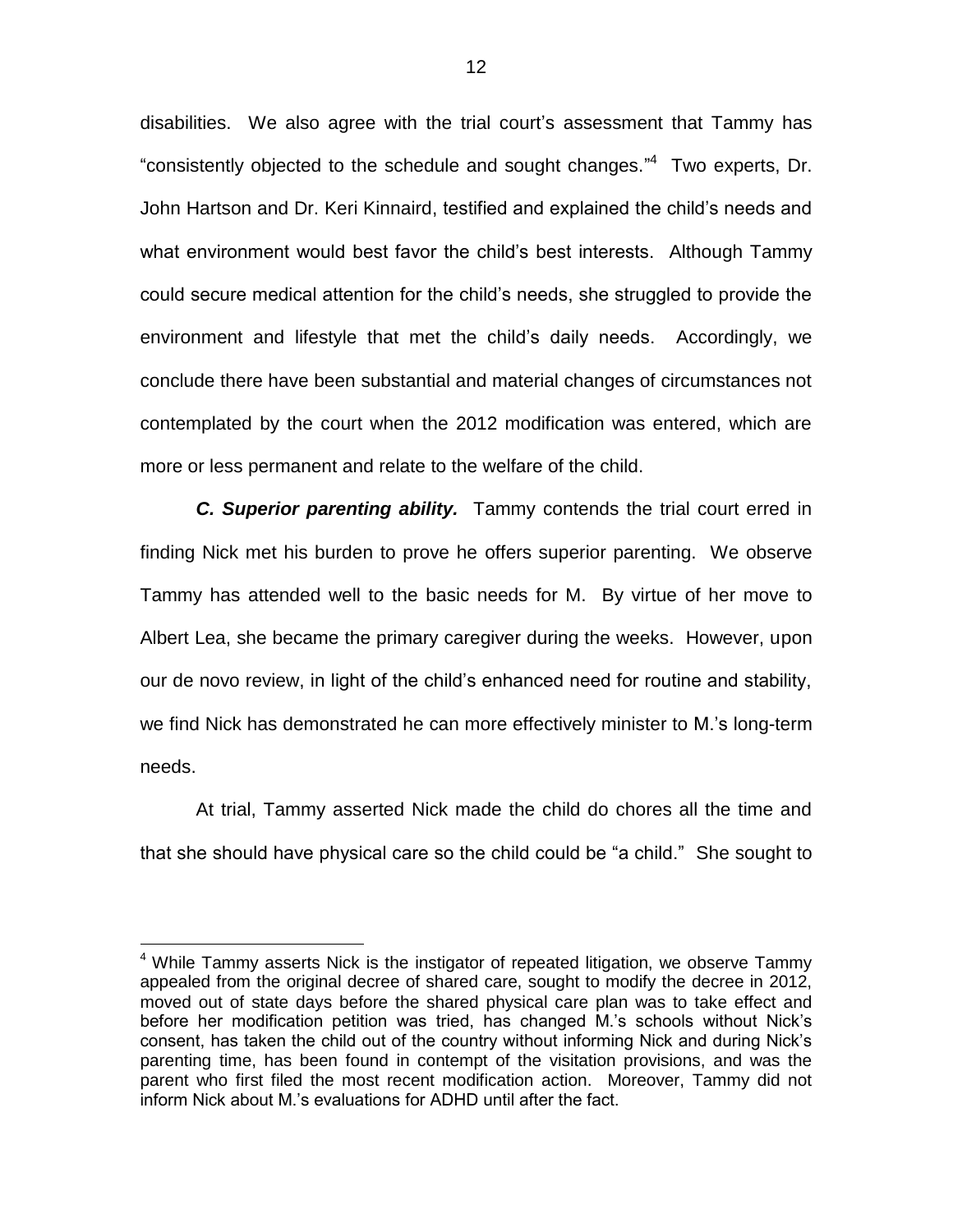disabilities. We also agree with the trial court's assessment that Tammy has "consistently objected to the schedule and sought changes."[4] Two experts, Dr. John Hartson and Dr. Keri Kinnaird, testified and explained the child's needs and what environment would best favor the child's best interests. Although Tammy could secure medical attention for the child's needs, she struggled to provide the environment and lifestyle that met the child's daily needs. Accordingly, we conclude there have been substantial and material changes of circumstances not contemplated by the court when the 2012 modification was entered, which are more or less permanent and relate to the welfare of the child.

***C. Superior parenting ability.*** Tammy contends the trial court erred in finding Nick met his burden to prove he offers superior parenting. We observe Tammy has attended well to the basic needs for M. By virtue of her move to Albert Lea, she became the primary caregiver during the weeks. However, upon our de novo review, in light of the child's enhanced need for routine and stability, we find Nick has demonstrated he can more effectively minister to M.'s long-term needs.

At trial, Tammy asserted Nick made the child do chores all the time and that she should have physical care so the child could be "a child." She sought to

---

[4] While Tammy asserts Nick is the instigator of repeated litigation, we observe Tammy appealed from the original decree of shared care, sought to modify the decree in 2012, moved out of state days before the shared physical care plan was to take effect and before her modification petition was tried, has changed M.'s schools without Nick's consent, has taken the child out of the country without informing Nick and during Nick's parenting time, has been found in contempt of the visitation provisions, and was the parent who first filed the most recent modification action. Moreover, Tammy did not inform Nick about M.'s evaluations for ADHD until after the fact.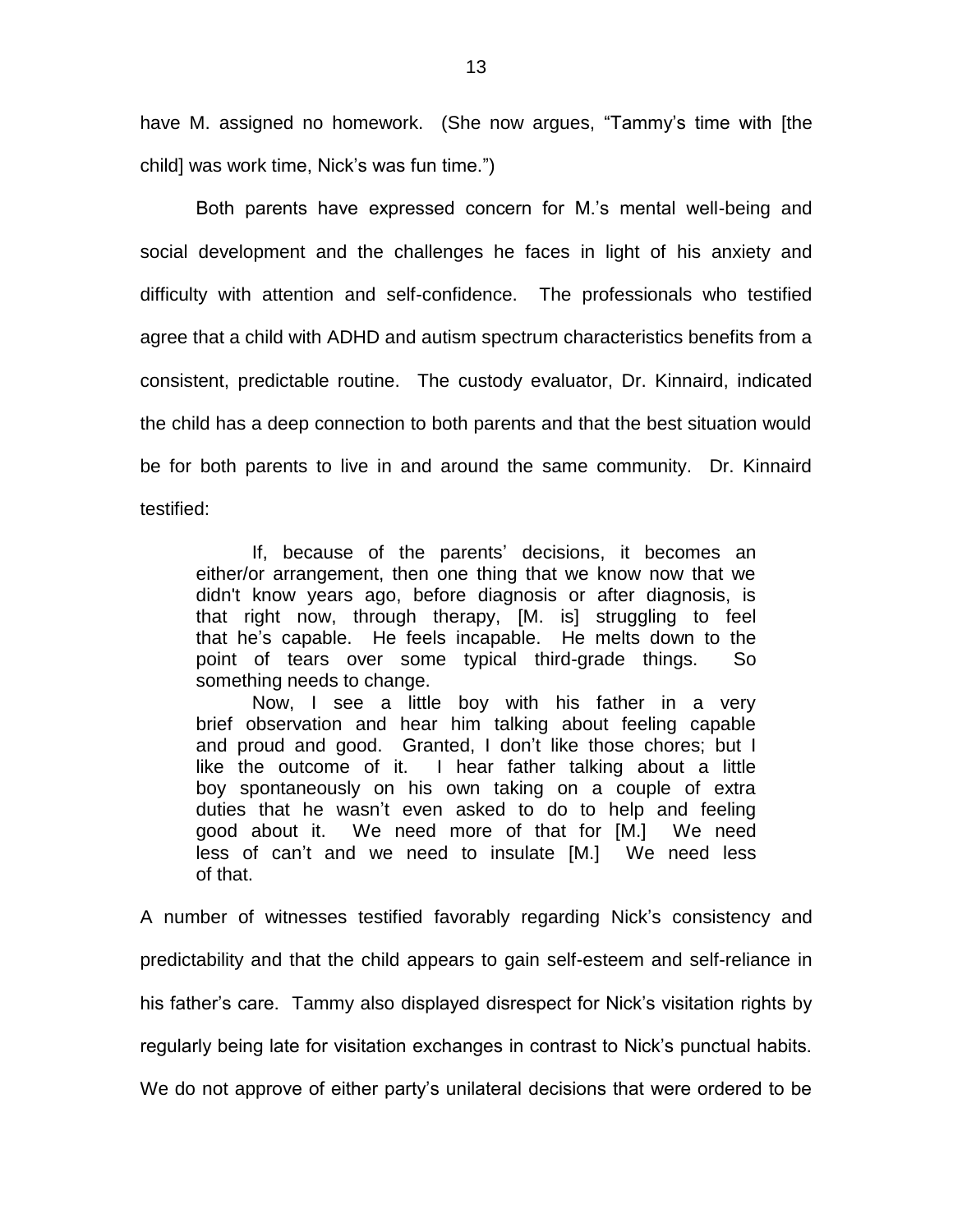have M. assigned no homework. (She now argues, "Tammy's time with [the child] was work time, Nick's was fun time.")

Both parents have expressed concern for M.'s mental well-being and social development and the challenges he faces in light of his anxiety and difficulty with attention and self-confidence. The professionals who testified agree that a child with ADHD and autism spectrum characteristics benefits from a consistent, predictable routine. The custody evaluator, Dr. Kinnaird, indicated the child has a deep connection to both parents and that the best situation would be for both parents to live in and around the same community. Dr. Kinnaird testified:

> If, because of the parents' decisions, it becomes an either/or arrangement, then one thing that we know now that we didn't know years ago, before diagnosis or after diagnosis, is that right now, through therapy, [M. is] struggling to feel that he's capable. He feels incapable. He melts down to the point of tears over some typical third-grade things. So something needs to change.
>
> Now, I see a little boy with his father in a very brief observation and hear him talking about feeling capable and proud and good. Granted, I don't like those chores; but I like the outcome of it. I hear father talking about a little boy spontaneously on his own taking on a couple of extra duties that he wasn't even asked to do to help and feeling good about it. We need more of that for [M.] We need less of can't and we need to insulate [M.] We need less of that.

A number of witnesses testified favorably regarding Nick's consistency and predictability and that the child appears to gain self-esteem and self-reliance in his father's care. Tammy also displayed disrespect for Nick's visitation rights by regularly being late for visitation exchanges in contrast to Nick's punctual habits. We do not approve of either party's unilateral decisions that were ordered to be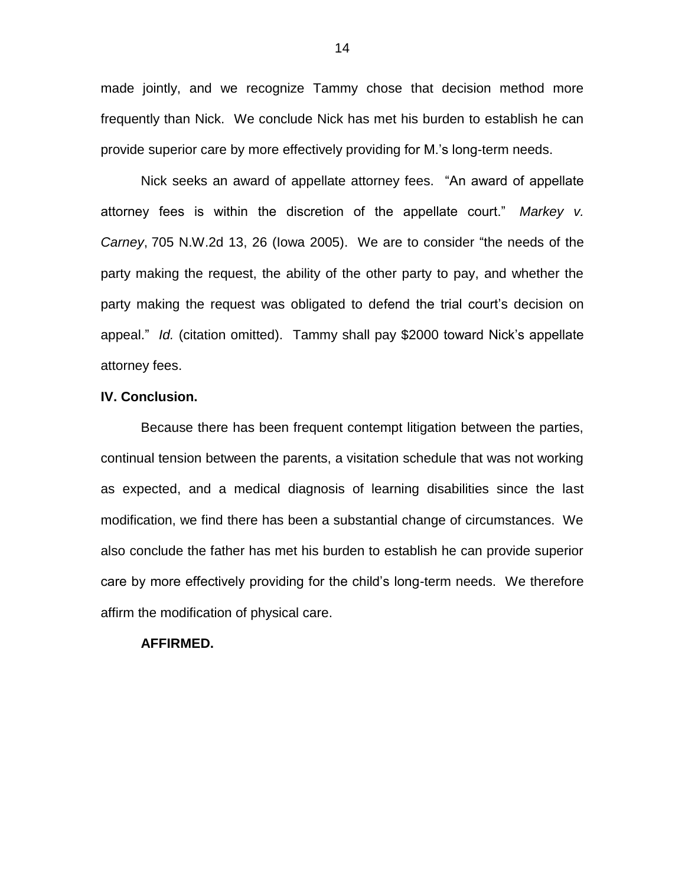made jointly, and we recognize Tammy chose that decision method more frequently than Nick. We conclude Nick has met his burden to establish he can provide superior care by more effectively providing for M.'s long-term needs.

Nick seeks an award of appellate attorney fees. "An award of appellate attorney fees is within the discretion of the appellate court." *Markey v. Carney*, 705 N.W.2d 13, 26 (Iowa 2005). We are to consider "the needs of the party making the request, the ability of the other party to pay, and whether the party making the request was obligated to defend the trial court's decision on appeal." *Id.* (citation omitted). Tammy shall pay $2000 toward Nick's appellate attorney fees.

**IV. Conclusion.**

Because there has been frequent contempt litigation between the parties, continual tension between the parents, a visitation schedule that was not working as expected, and a medical diagnosis of learning disabilities since the last modification, we find there has been a substantial change of circumstances. We also conclude the father has met his burden to establish he can provide superior care by more effectively providing for the child's long-term needs. We therefore affirm the modification of physical care.

**AFFIRMED.**